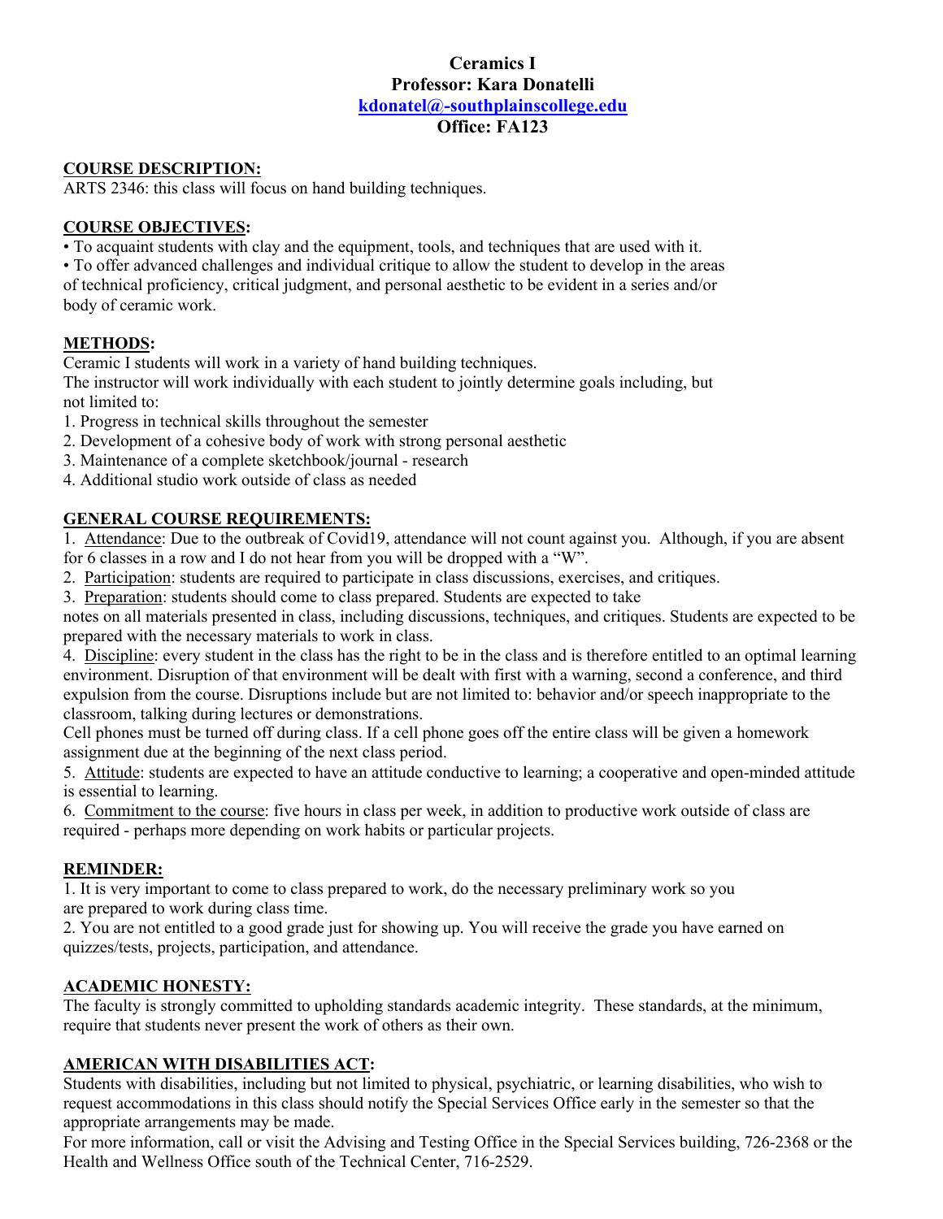**Ceramics I**
**Professor: Kara Donatelli**
**[kdonatel@-southplainscollege.edu](mailto:kdonatel@-southplainscollege.edu)**
**Office: FA123**

## COURSE DESCRIPTION:

ARTS 2346: this class will focus on hand building techniques.

## COURSE OBJECTIVES:

- To acquaint students with clay and the equipment, tools, and techniques that are used with it.
- To offer advanced challenges and individual critique to allow the student to develop in the areas of technical proficiency, critical judgment, and personal aesthetic to be evident in a series and/or body of ceramic work.

## METHODS:

Ceramic I students will work in a variety of hand building techniques.
The instructor will work individually with each student to jointly determine goals including, but not limited to:

1. Progress in technical skills throughout the semester
2. Development of a cohesive body of work with strong personal aesthetic
3. Maintenance of a complete sketchbook/journal - research
4. Additional studio work outside of class as needed

## GENERAL COURSE REQUIREMENTS:

1. Attendance: Due to the outbreak of Covid19, attendance will not count against you. Although, if you are absent for 6 classes in a row and I do not hear from you will be dropped with a "W".
2. Participation: students are required to participate in class discussions, exercises, and critiques.
3. Preparation: students should come to class prepared. Students are expected to take notes on all materials presented in class, including discussions, techniques, and critiques. Students are expected to be prepared with the necessary materials to work in class.
4. Discipline: every student in the class has the right to be in the class and is therefore entitled to an optimal learning environment. Disruption of that environment will be dealt with first with a warning, second a conference, and third expulsion from the course. Disruptions include but are not limited to: behavior and/or speech inappropriate to the classroom, talking during lectures or demonstrations.
   Cell phones must be turned off during class. If a cell phone goes off the entire class will be given a homework assignment due at the beginning of the next class period.
5. Attitude: students are expected to have an attitude conductive to learning; a cooperative and open-minded attitude is essential to learning.
6. Commitment to the course: five hours in class per week, in addition to productive work outside of class are required - perhaps more depending on work habits or particular projects.

## REMINDER:

1. It is very important to come to class prepared to work, do the necessary preliminary work so you are prepared to work during class time.
2. You are not entitled to a good grade just for showing up. You will receive the grade you have earned on quizzes/tests, projects, participation, and attendance.

## ACADEMIC HONESTY:

The faculty is strongly committed to upholding standards academic integrity. These standards, at the minimum, require that students never present the work of others as their own.

## AMERICAN WITH DISABILITIES ACT:

Students with disabilities, including but not limited to physical, psychiatric, or learning disabilities, who wish to request accommodations in this class should notify the Special Services Office early in the semester so that the appropriate arrangements may be made.
For more information, call or visit the Advising and Testing Office in the Special Services building, 726-2368 or the Health and Wellness Office south of the Technical Center, 716-2529.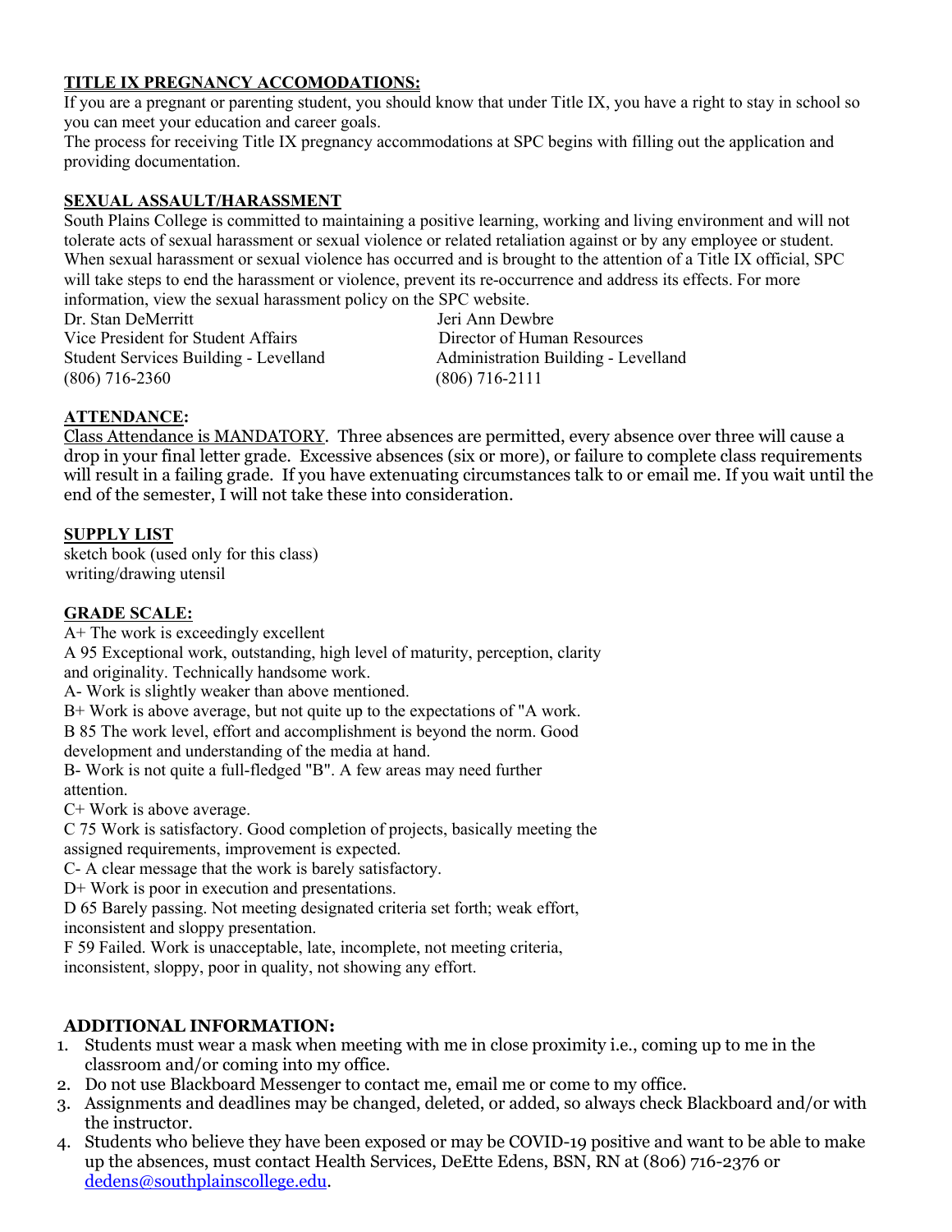**TITLE IX PREGNANCY ACCOMODATIONS:**

If you are a pregnant or parenting student, you should know that under Title IX, you have a right to stay in school so you can meet your education and career goals.

The process for receiving Title IX pregnancy accommodations at SPC begins with filling out the application and providing documentation.

**SEXUAL ASSAULT/HARASSMENT**

South Plains College is committed to maintaining a positive learning, working and living environment and will not tolerate acts of sexual harassment or sexual violence or related retaliation against or by any employee or student. When sexual harassment or sexual violence has occurred and is brought to the attention of a Title IX official, SPC will take steps to end the harassment or violence, prevent its re-occurrence and address its effects. For more information, view the sexual harassment policy on the SPC website.

Dr. Stan DeMerritt
Vice President for Student Affairs
Student Services Building - Levelland
(806) 716-2360

Jeri Ann Dewbre
Director of Human Resources
Administration Building - Levelland
(806) 716-2111

**ATTENDANCE:**

Class Attendance is MANDATORY. Three absences are permitted, every absence over three will cause a drop in your final letter grade. Excessive absences (six or more), or failure to complete class requirements will result in a failing grade. If you have extenuating circumstances talk to or email me. If you wait until the end of the semester, I will not take these into consideration.

**SUPPLY LIST**

sketch book (used only for this class)
writing/drawing utensil

**GRADE SCALE:**

A+ The work is exceedingly excellent
A 95 Exceptional work, outstanding, high level of maturity, perception, clarity and originality. Technically handsome work.
A- Work is slightly weaker than above mentioned.
B+ Work is above average, but not quite up to the expectations of "A work.
B 85 The work level, effort and accomplishment is beyond the norm. Good development and understanding of the media at hand.
B- Work is not quite a full-fledged "B". A few areas may need further attention.
C+ Work is above average.
C 75 Work is satisfactory. Good completion of projects, basically meeting the assigned requirements, improvement is expected.
C- A clear message that the work is barely satisfactory.
D+ Work is poor in execution and presentations.
D 65 Barely passing. Not meeting designated criteria set forth; weak effort, inconsistent and sloppy presentation.
F 59 Failed. Work is unacceptable, late, incomplete, not meeting criteria, inconsistent, sloppy, poor in quality, not showing any effort.

**ADDITIONAL INFORMATION:**

1. Students must wear a mask when meeting with me in close proximity i.e., coming up to me in the classroom and/or coming into my office.
2. Do not use Blackboard Messenger to contact me, email me or come to my office.
3. Assignments and deadlines may be changed, deleted, or added, so always check Blackboard and/or with the instructor.
4. Students who believe they have been exposed or may be COVID-19 positive and want to be able to make up the absences, must contact Health Services, DeEtte Edens, BSN, RN at (806) 716-2376 or dedens@southplainscollege.edu.